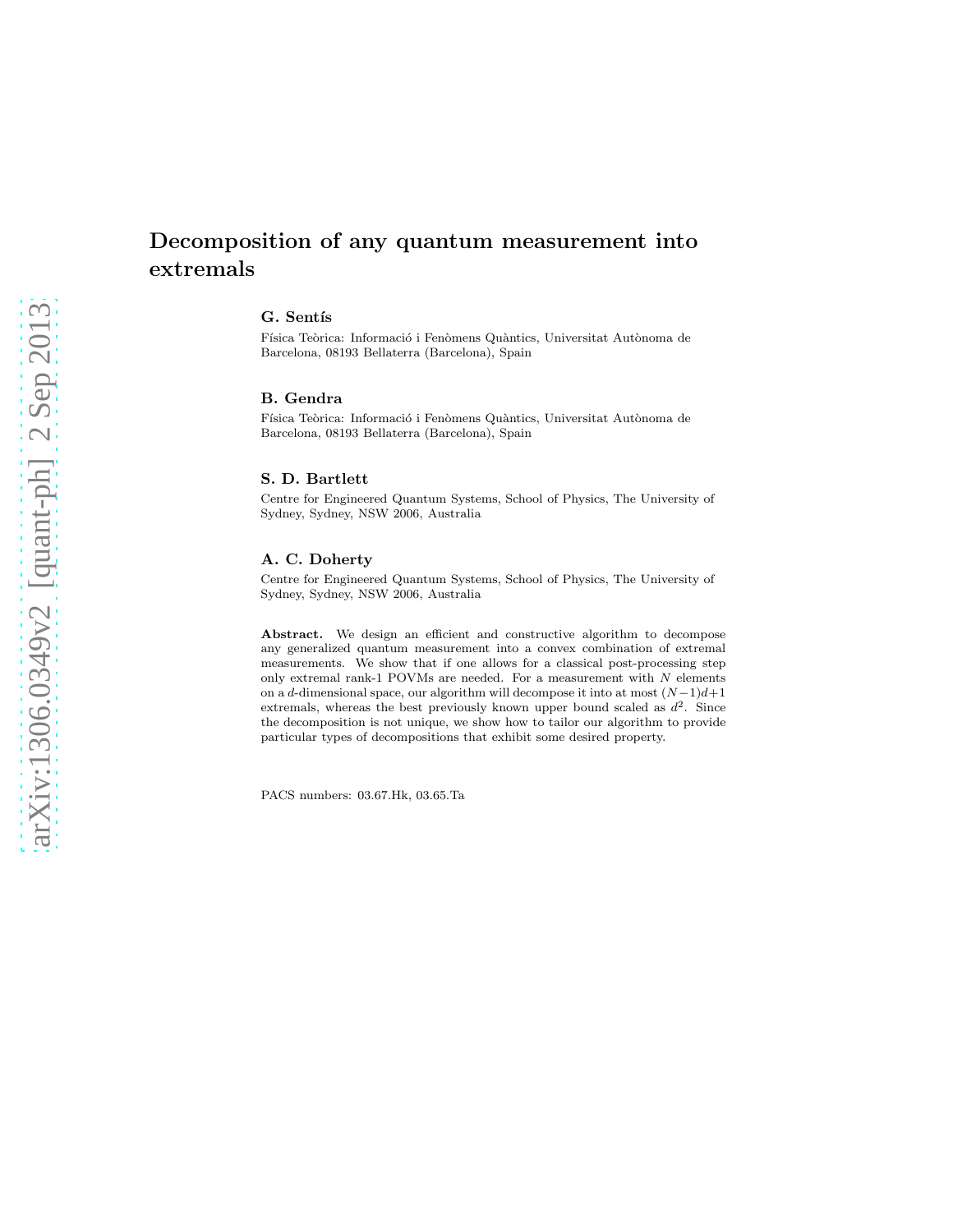# Decomposition of any quantum measurement into extremals

**G. Sentís**

Física Teòrica: Informació i Fenòmens Quàntics, Universitat Autònoma de Barcelona, 08193 Bellaterra (Barcelona), Spain

**B. Gendra**

Física Teòrica: Informació i Fenòmens Quàntics, Universitat Autònoma de Barcelona, 08193 Bellaterra (Barcelona), Spain

**S. D. Bartlett**

Centre for Engineered Quantum Systems, School of Physics, The University of Sydney, Sydney, NSW 2006, Australia

**A. C. Doherty**

Centre for Engineered Quantum Systems, School of Physics, The University of Sydney, Sydney, NSW 2006, Australia

**Abstract.** We design an efficient and constructive algorithm to decompose any generalized quantum measurement into a convex combination of extremal measurements. We show that if one allows for a classical post-processing step only extremal rank-1 POVMs are needed. For a measurement with $N$ elements on a $d$-dimensional space, our algorithm will decompose it into at most $(N-1)d+1$ extremals, whereas the best previously known upper bound scaled as $d^2$. Since the decomposition is not unique, we show how to tailor our algorithm to provide particular types of decompositions that exhibit some desired property.

PACS numbers: 03.67.Hk, 03.65.Ta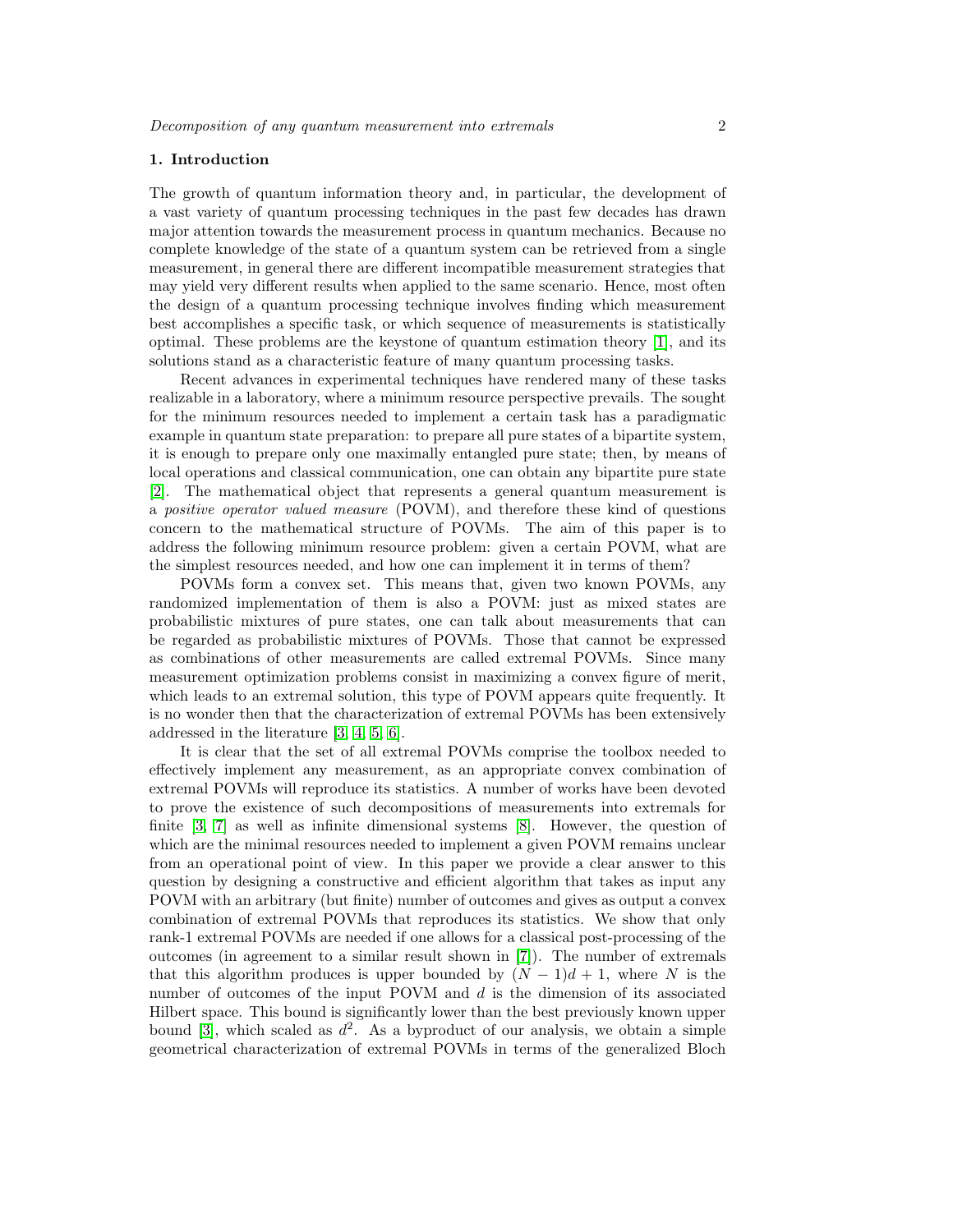## 1. Introduction

The growth of quantum information theory and, in particular, the development of a vast variety of quantum processing techniques in the past few decades has drawn major attention towards the measurement process in quantum mechanics. Because no complete knowledge of the state of a quantum system can be retrieved from a single measurement, in general there are different incompatible measurement strategies that may yield very different results when applied to the same scenario. Hence, most often the design of a quantum processing technique involves finding which measurement best accomplishes a specific task, or which sequence of measurements is statistically optimal. These problems are the keystone of quantum estimation theory [1], and its solutions stand as a characteristic feature of many quantum processing tasks.

Recent advances in experimental techniques have rendered many of these tasks realizable in a laboratory, where a minimum resource perspective prevails. The sought for the minimum resources needed to implement a certain task has a paradigmatic example in quantum state preparation: to prepare all pure states of a bipartite system, it is enough to prepare only one maximally entangled pure state; then, by means of local operations and classical communication, one can obtain any bipartite pure state [2]. The mathematical object that represents a general quantum measurement is a *positive operator valued measure* (POVM), and therefore these kind of questions concern to the mathematical structure of POVMs. The aim of this paper is to address the following minimum resource problem: given a certain POVM, what are the simplest resources needed, and how one can implement it in terms of them?

POVMs form a convex set. This means that, given two known POVMs, any randomized implementation of them is also a POVM: just as mixed states are probabilistic mixtures of pure states, one can talk about measurements that can be regarded as probabilistic mixtures of POVMs. Those that cannot be expressed as combinations of other measurements are called extremal POVMs. Since many measurement optimization problems consist in maximizing a convex figure of merit, which leads to an extremal solution, this type of POVM appears quite frequently. It is no wonder then that the characterization of extremal POVMs has been extensively addressed in the literature [3, 4, 5, 6].

It is clear that the set of all extremal POVMs comprise the toolbox needed to effectively implement any measurement, as an appropriate convex combination of extremal POVMs will reproduce its statistics. A number of works have been devoted to prove the existence of such decompositions of measurements into extremals for finite [3, 7] as well as infinite dimensional systems [8]. However, the question of which are the minimal resources needed to implement a given POVM remains unclear from an operational point of view. In this paper we provide a clear answer to this question by designing a constructive and efficient algorithm that takes as input any POVM with an arbitrary (but finite) number of outcomes and gives as output a convex combination of extremal POVMs that reproduces its statistics. We show that only rank-1 extremal POVMs are needed if one allows for a classical post-processing of the outcomes (in agreement to a similar result shown in [7]). The number of extremals that this algorithm produces is upper bounded by $(N-1)d+1$, where $N$ is the number of outcomes of the input POVM and $d$ is the dimension of its associated Hilbert space. This bound is significantly lower than the best previously known upper bound [3], which scaled as $d^2$. As a byproduct of our analysis, we obtain a simple geometrical characterization of extremal POVMs in terms of the generalized Bloch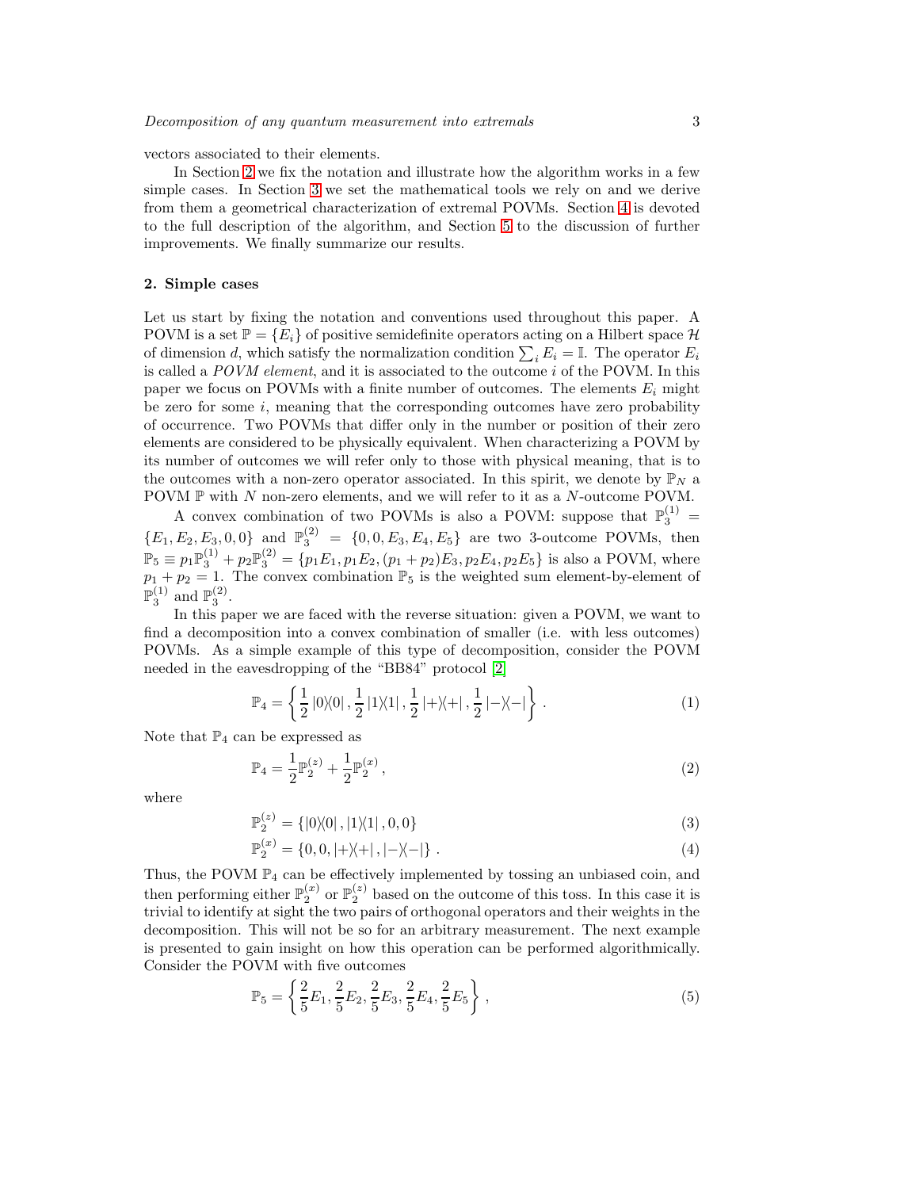vectors associated to their elements.

In Section 2 we fix the notation and illustrate how the algorithm works in a few simple cases. In Section 3 we set the mathematical tools we rely on and we derive from them a geometrical characterization of extremal POVMs. Section 4 is devoted to the full description of the algorithm, and Section 5 to the discussion of further improvements. We finally summarize our results.

## 2. Simple cases

Let us start by fixing the notation and conventions used throughout this paper. A POVM is a set $\mathbb{P} = \{E_i\}$ of positive semidefinite operators acting on a Hilbert space $\mathcal{H}$ of dimension $d$, which satisfy the normalization condition $\sum_i E_i = \mathbb{I}$. The operator $E_i$ is called a *POVM element*, and it is associated to the outcome $i$ of the POVM. In this paper we focus on POVMs with a finite number of outcomes. The elements $E_i$ might be zero for some $i$, meaning that the corresponding outcomes have zero probability of occurrence. Two POVMs that differ only in the number or position of their zero elements are considered to be physically equivalent. When characterizing a POVM by its number of outcomes we will refer only to those with physical meaning, that is to the outcomes with a non-zero operator associated. In this spirit, we denote by $\mathbb{P}_N$ a POVM $\mathbb{P}$ with $N$ non-zero elements, and we will refer to it as a $N$-outcome POVM.

A convex combination of two POVMs is also a POVM: suppose that $\mathbb{P}_3^{(1)} = \{E_1, E_2, E_3, 0, 0\}$ and $\mathbb{P}_3^{(2)} = \{0, 0, E_3, E_4, E_5\}$ are two 3-outcome POVMs, then $\mathbb{P}_5 \equiv p_1\mathbb{P}_3^{(1)} + p_2\mathbb{P}_3^{(2)} = \{p_1E_1, p_1E_2, (p_1+p_2)E_3, p_2E_4, p_2E_5\}$ is also a POVM, where $p_1 + p_2 = 1$. The convex combination $\mathbb{P}_5$ is the weighted sum element-by-element of $\mathbb{P}_3^{(1)}$ and $\mathbb{P}_3^{(2)}$.

In this paper we are faced with the reverse situation: given a POVM, we want to find a decomposition into a convex combination of smaller (i.e. with less outcomes) POVMs. As a simple example of this type of decomposition, consider the POVM needed in the eavesdropping of the "BB84" protocol [2]

$$\mathbb{P}_4 = \left\{ \frac{1}{2} |0\rangle\langle 0| , \frac{1}{2} |1\rangle\langle 1| , \frac{1}{2} |+\rangle\langle +| , \frac{1}{2} |-\rangle\langle -| \right\} . \tag{1}$$

Note that $\mathbb{P}_4$ can be expressed as

$$\mathbb{P}_4 = \frac{1}{2}\mathbb{P}_2^{(z)} + \frac{1}{2}\mathbb{P}_2^{(x)} , \tag{2}$$

where

$$\mathbb{P}_2^{(z)} = \{|0\rangle\langle 0| , |1\rangle\langle 1| , 0, 0\} \tag{3}$$

$$\mathbb{P}_2^{(x)} = \{0, 0, |+\rangle\langle +| , |-\rangle\langle -|\} . \tag{4}$$

Thus, the POVM $\mathbb{P}_4$ can be effectively implemented by tossing an unbiased coin, and then performing either $\mathbb{P}_2^{(x)}$ or $\mathbb{P}_2^{(z)}$ based on the outcome of this toss. In this case it is trivial to identify at sight the two pairs of orthogonal operators and their weights in the decomposition. This will not be so for an arbitrary measurement. The next example is presented to gain insight on how this operation can be performed algorithmically. Consider the POVM with five outcomes

$$\mathbb{P}_5 = \left\{ \frac{2}{5}E_1, \frac{2}{5}E_2, \frac{2}{5}E_3, \frac{2}{5}E_4, \frac{2}{5}E_5 \right\} , \tag{5}$$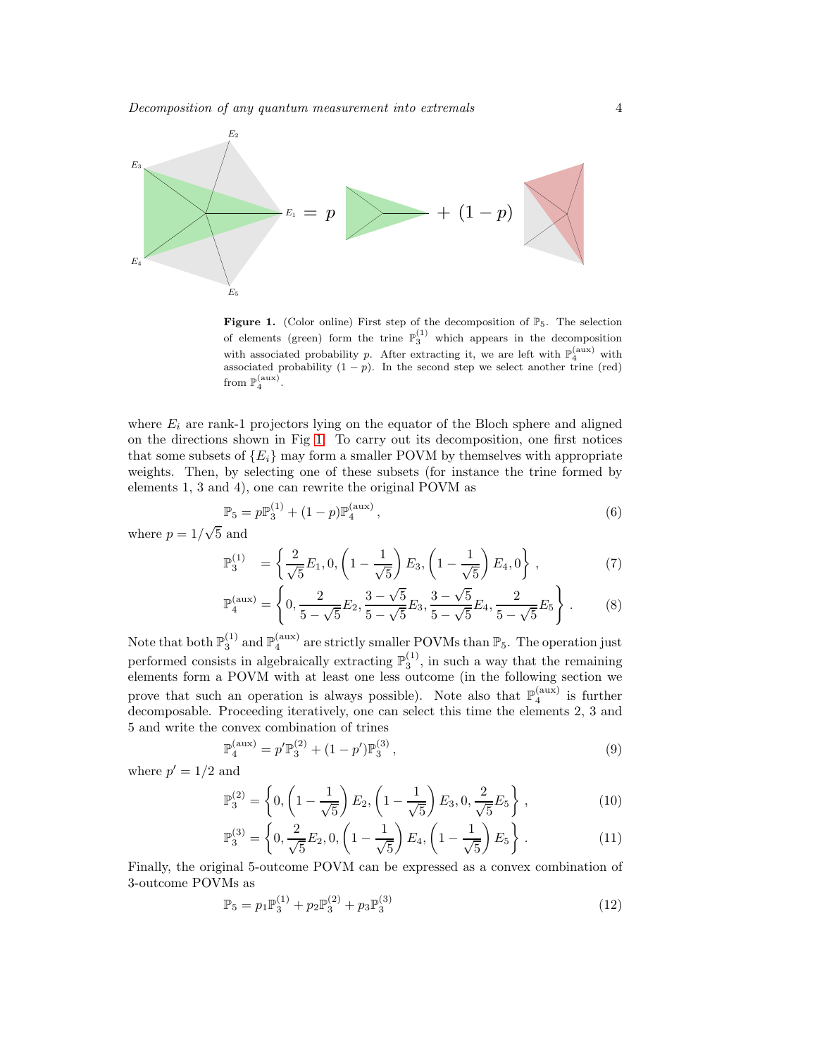**Figure 1.** (Color online) First step of the decomposition of $\mathbb{P}_5$. The selection of elements (green) form the trine $\mathbb{P}_3^{(1)}$ which appears in the decomposition with associated probability $p$. After extracting it, we are left with $\mathbb{P}_4^{(\mathrm{aux})}$ with associated probability $(1-p)$. In the second step we select another trine (red) from $\mathbb{P}_4^{(\mathrm{aux})}$.

where $E_i$ are rank-1 projectors lying on the equator of the Bloch sphere and aligned on the directions shown in Fig 1. To carry out its decomposition, one first notices that some subsets of $\{E_i\}$ may form a smaller POVM by themselves with appropriate weights. Then, by selecting one of these subsets (for instance the trine formed by elements 1, 3 and 4), one can rewrite the original POVM as

$$\mathbb{P}_5 = p\mathbb{P}_3^{(1)} + (1-p)\mathbb{P}_4^{(\mathrm{aux})}\,, \tag{6}$$

where $p = 1/\sqrt{5}$ and

$$\mathbb{P}_3^{(1)} \;= \left\{ \frac{2}{\sqrt{5}}E_1, 0, \left(1-\frac{1}{\sqrt{5}}\right)E_3, \left(1-\frac{1}{\sqrt{5}}\right)E_4, 0 \right\}\,, \tag{7}$$

$$\mathbb{P}_4^{(\mathrm{aux})} = \left\{ 0, \frac{2}{5-\sqrt{5}}E_2, \frac{3-\sqrt{5}}{5-\sqrt{5}}E_3, \frac{3-\sqrt{5}}{5-\sqrt{5}}E_4, \frac{2}{5-\sqrt{5}}E_5 \right\}. \tag{8}$$

Note that both $\mathbb{P}_3^{(1)}$ and $\mathbb{P}_4^{(\mathrm{aux})}$ are strictly smaller POVMs than $\mathbb{P}_5$. The operation just performed consists in algebraically extracting $\mathbb{P}_3^{(1)}$, in such a way that the remaining elements form a POVM with at least one less outcome (in the following section we prove that such an operation is always possible). Note also that $\mathbb{P}_4^{(\mathrm{aux})}$ is further decomposable. Proceeding iteratively, one can select this time the elements 2, 3 and 5 and write the convex combination of trines

$$\mathbb{P}_4^{(\mathrm{aux})} = p'\mathbb{P}_3^{(2)} + (1-p')\mathbb{P}_3^{(3)}\,, \tag{9}$$

where $p' = 1/2$ and

$$\mathbb{P}_3^{(2)} = \left\{ 0, \left(1-\frac{1}{\sqrt{5}}\right)E_2, \left(1-\frac{1}{\sqrt{5}}\right)E_3, 0, \frac{2}{\sqrt{5}}E_5 \right\}\,, \tag{10}$$

$$\mathbb{P}_3^{(3)} = \left\{ 0, \frac{2}{\sqrt{5}}E_2, 0, \left(1-\frac{1}{\sqrt{5}}\right)E_4, \left(1-\frac{1}{\sqrt{5}}\right)E_5 \right\}. \tag{11}$$

Finally, the original 5-outcome POVM can be expressed as a convex combination of 3-outcome POVMs as

$$\mathbb{P}_5 = p_1\mathbb{P}_3^{(1)} + p_2\mathbb{P}_3^{(2)} + p_3\mathbb{P}_3^{(3)} \tag{12}$$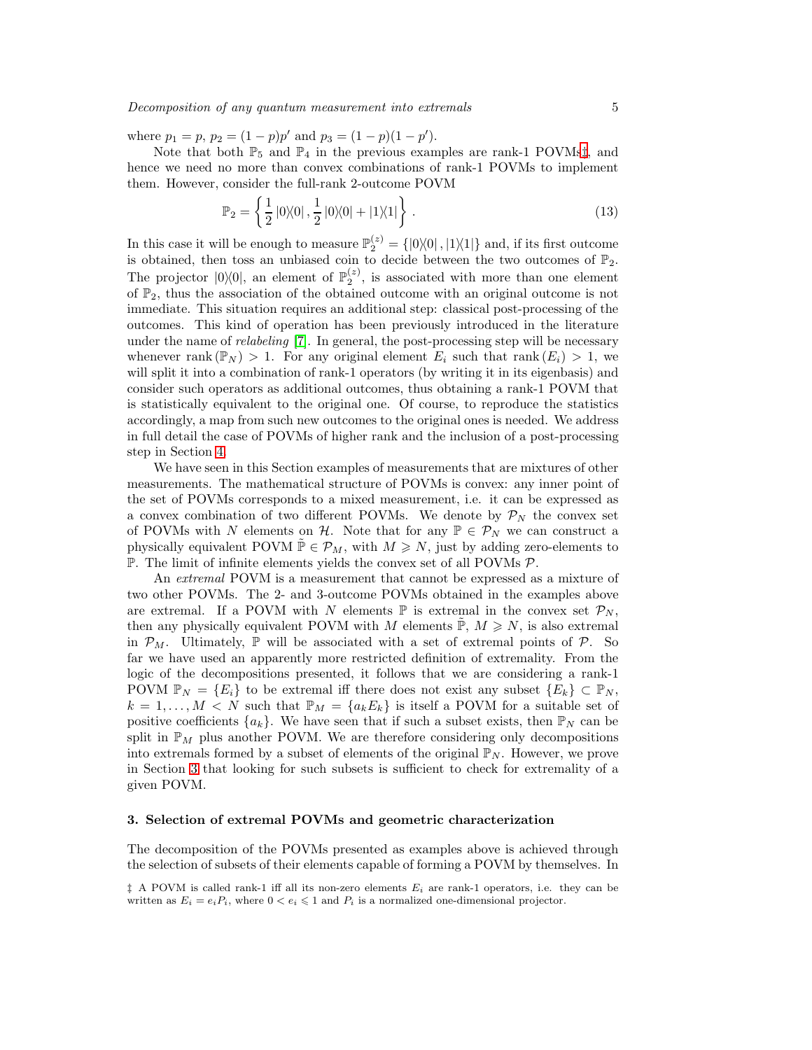where $p_1 = p$, $p_2 = (1-p)p'$ and $p_3 = (1-p)(1-p')$.

Note that both $\mathbb{P}_5$ and $\mathbb{P}_4$ in the previous examples are rank-1 POVMs‡, and hence we need no more than convex combinations of rank-1 POVMs to implement them. However, consider the full-rank 2-outcome POVM

$$\mathbb{P}_2 = \left\{ \frac{1}{2} |0\rangle\langle 0| \, , \frac{1}{2} |0\rangle\langle 0| + |1\rangle\langle 1| \right\} . \tag{13}$$

In this case it will be enough to measure $\mathbb{P}_2^{(z)} = \{|0\rangle\langle 0| \, , |1\rangle\langle 1|\}$ and, if its first outcome is obtained, then toss an unbiased coin to decide between the two outcomes of $\mathbb{P}_2$. The projector $|0\rangle\langle 0|$, an element of $\mathbb{P}_2^{(z)}$, is associated with more than one element of $\mathbb{P}_2$, thus the association of the obtained outcome with an original outcome is not immediate. This situation requires an additional step: classical post-processing of the outcomes. This kind of operation has been previously introduced in the literature under the name of *relabeling* [7]. In general, the post-processing step will be necessary whenever $\operatorname{rank}(\mathbb{P}_N) > 1$. For any original element $E_i$ such that $\operatorname{rank}(E_i) > 1$, we will split it into a combination of rank-1 operators (by writing it in its eigenbasis) and consider such operators as additional outcomes, thus obtaining a rank-1 POVM that is statistically equivalent to the original one. Of course, to reproduce the statistics accordingly, a map from such new outcomes to the original ones is needed. We address in full detail the case of POVMs of higher rank and the inclusion of a post-processing step in Section 4.

We have seen in this Section examples of measurements that are mixtures of other measurements. The mathematical structure of POVMs is convex: any inner point of the set of POVMs corresponds to a mixed measurement, i.e. it can be expressed as a convex combination of two different POVMs. We denote by $\mathcal{P}_N$ the convex set of POVMs with $N$ elements on $\mathcal{H}$. Note that for any $\mathbb{P} \in \mathcal{P}_N$ we can construct a physically equivalent POVM $\tilde{\mathbb{P}} \in \mathcal{P}_M$, with $M \geqslant N$, just by adding zero-elements to $\mathbb{P}$. The limit of infinite elements yields the convex set of all POVMs $\mathcal{P}$.

An *extremal* POVM is a measurement that cannot be expressed as a mixture of two other POVMs. The 2- and 3-outcome POVMs obtained in the examples above are extremal. If a POVM with $N$ elements $\mathbb{P}$ is extremal in the convex set $\mathcal{P}_N$, then any physically equivalent POVM with $M$ elements $\tilde{\mathbb{P}}$, $M \geqslant N$, is also extremal in $\mathcal{P}_M$. Ultimately, $\mathbb{P}$ will be associated with a set of extremal points of $\mathcal{P}$. So far we have used an apparently more restricted definition of extremality. From the logic of the decompositions presented, it follows that we are considering a rank-1 POVM $\mathbb{P}_N = \{E_i\}$ to be extremal iff there does not exist any subset $\{E_k\} \subset \mathbb{P}_N$, $k = 1, \ldots, M < N$ such that $\mathbb{P}_M = \{a_k E_k\}$ is itself a POVM for a suitable set of positive coefficients $\{a_k\}$. We have seen that if such a subset exists, then $\mathbb{P}_N$ can be split in $\mathbb{P}_M$ plus another POVM. We are therefore considering only decompositions into extremals formed by a subset of elements of the original $\mathbb{P}_N$. However, we prove in Section 3 that looking for such subsets is sufficient to check for extremality of a given POVM.

## 3. Selection of extremal POVMs and geometric characterization

The decomposition of the POVMs presented as examples above is achieved through the selection of subsets of their elements capable of forming a POVM by themselves. In

‡ A POVM is called rank-1 iff all its non-zero elements $E_i$ are rank-1 operators, i.e. they can be written as $E_i = e_i P_i$, where $0 < e_i \leqslant 1$ and $P_i$ is a normalized one-dimensional projector.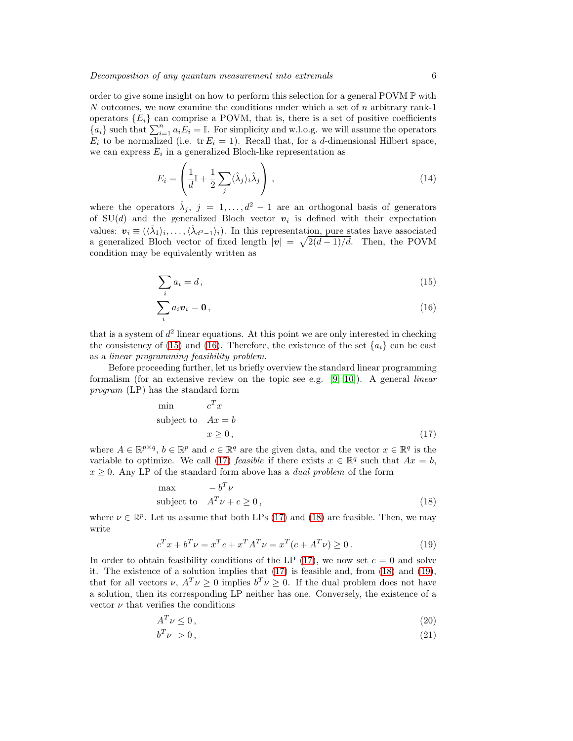order to give some insight on how to perform this selection for a general POVM $\mathbb{P}$ with $N$ outcomes, we now examine the conditions under which a set of $n$ arbitrary rank-1 operators $\{E_i\}$ can comprise a POVM, that is, there is a set of positive coefficients $\{a_i\}$ such that $\sum_{i=1}^{n} a_i E_i = \mathbb{I}$. For simplicity and w.l.o.g. we will assume the operators $E_i$ to be normalized (i.e. $\operatorname{tr} E_i = 1$). Recall that, for a $d$-dimensional Hilbert space, we can express $E_i$ in a generalized Bloch-like representation as

$$E_i = \left( \frac{1}{d}\mathbb{I} + \frac{1}{2}\sum_j \langle \hat{\lambda}_j \rangle_i \hat{\lambda}_j \right) , \tag{14}$$

where the operators $\hat{\lambda}_j$, $j = 1, \ldots, d^2 - 1$ are an orthogonal basis of generators of SU($d$) and the generalized Bloch vector $\boldsymbol{v}_i$ is defined with their expectation values: $\boldsymbol{v}_i \equiv (\langle \hat{\lambda}_1 \rangle_i, \ldots, \langle \hat{\lambda}_{d^2-1} \rangle_i)$. In this representation, pure states have associated a generalized Bloch vector of fixed length $|\boldsymbol{v}| = \sqrt{2(d-1)/d}$. Then, the POVM condition may be equivalently written as

$$\sum_i a_i = d \, , \tag{15}$$

$$\sum_i a_i \boldsymbol{v}_i = \mathbf{0} \, , \tag{16}$$

that is a system of $d^2$ linear equations. At this point we are only interested in checking the consistency of (15) and (16). Therefore, the existence of the set $\{a_i\}$ can be cast as a *linear programming feasibility problem*.

Before proceeding further, let us briefly overview the standard linear programming formalism (for an extensive review on the topic see e.g. [9, 10]). A general *linear program* (LP) has the standard form

$$\begin{aligned} \min \quad & c^T x \\ \text{subject to} \quad & Ax = b \\ & x \geq 0 \, , \end{aligned} \tag{17}$$

where $A \in \mathbb{R}^{p \times q}$, $b \in \mathbb{R}^p$ and $c \in \mathbb{R}^q$ are the given data, and the vector $x \in \mathbb{R}^q$ is the variable to optimize. We call (17) *feasible* if there exists $x \in \mathbb{R}^q$ such that $Ax = b$, $x \geq 0$. Any LP of the standard form above has a *dual problem* of the form

$$\begin{aligned} \max \quad & -b^T \nu \\ \text{subject to} \quad & A^T \nu + c \geq 0 \, , \end{aligned} \tag{18}$$

where $\nu \in \mathbb{R}^p$. Let us assume that both LPs (17) and (18) are feasible. Then, we may write

$$c^T x + b^T \nu = x^T c + x^T A^T \nu = x^T (c + A^T \nu) \geq 0 \, . \tag{19}$$

In order to obtain feasibility conditions of the LP (17), we now set $c = 0$ and solve it. The existence of a solution implies that (17) is feasible and, from (18) and (19), that for all vectors $\nu$, $A^T \nu \geq 0$ implies $b^T \nu \geq 0$. If the dual problem does not have a solution, then its corresponding LP neither has one. Conversely, the existence of a vector $\nu$ that verifies the conditions

$$A^T \nu \leq 0 \, , \tag{20}$$

$$b^T \nu \; > 0 \, , \tag{21}$$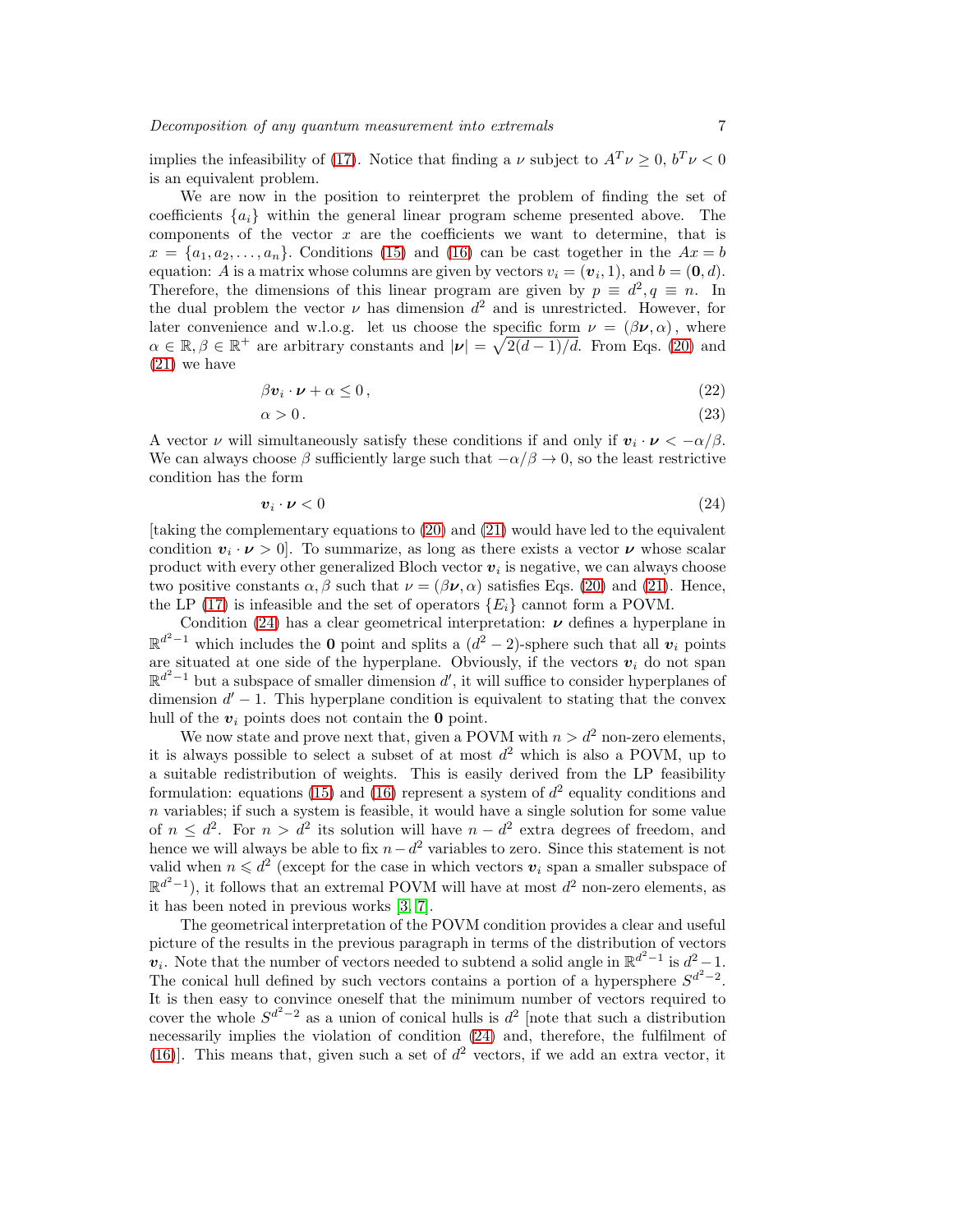implies the infeasibility of (17). Notice that finding a $\nu$ subject to $A^T\nu \geq 0$, $b^T\nu < 0$ is an equivalent problem.

We are now in the position to reinterpret the problem of finding the set of coefficients $\{a_i\}$ within the general linear program scheme presented above. The components of the vector $x$ are the coefficients we want to determine, that is $x = \{a_1, a_2, \ldots, a_n\}$. Conditions (15) and (16) can be cast together in the $Ax = b$ equation: $A$ is a matrix whose columns are given by vectors $v_i = (\boldsymbol{v}_i, 1)$, and $b = (\mathbf{0}, d)$. Therefore, the dimensions of this linear program are given by $p \equiv d^2, q \equiv n$. In the dual problem the vector $\nu$ has dimension $d^2$ and is unrestricted. However, for later convenience and w.l.o.g. let us choose the specific form $\nu = (\beta\boldsymbol{\nu}, \alpha)$, where $\alpha \in \mathbb{R}, \beta \in \mathbb{R}^+$ are arbitrary constants and $|\boldsymbol{\nu}| = \sqrt{2(d-1)/d}$. From Eqs. (20) and (21) we have

$$\beta\boldsymbol{v}_i \cdot \boldsymbol{\nu} + \alpha \leq 0\,, \tag{22}$$

$$\alpha > 0\,. \tag{23}$$

A vector $\nu$ will simultaneously satisfy these conditions if and only if $\boldsymbol{v}_i \cdot \boldsymbol{\nu} < -\alpha/\beta$. We can always choose $\beta$ sufficiently large such that $-\alpha/\beta \to 0$, so the least restrictive condition has the form

$$\boldsymbol{v}_i \cdot \boldsymbol{\nu} < 0 \tag{24}$$

[taking the complementary equations to (20) and (21) would have led to the equivalent condition $\boldsymbol{v}_i \cdot \boldsymbol{\nu} > 0$]. To summarize, as long as there exists a vector $\boldsymbol{\nu}$ whose scalar product with every other generalized Bloch vector $\boldsymbol{v}_i$ is negative, we can always choose two positive constants $\alpha, \beta$ such that $\nu = (\beta\boldsymbol{\nu}, \alpha)$ satisfies Eqs. (20) and (21). Hence, the LP (17) is infeasible and the set of operators $\{E_i\}$ cannot form a POVM.

Condition (24) has a clear geometrical interpretation: $\boldsymbol{\nu}$ defines a hyperplane in $\mathbb{R}^{d^2-1}$ which includes the $\mathbf{0}$ point and splits a $(d^2-2)$-sphere such that all $\boldsymbol{v}_i$ points are situated at one side of the hyperplane. Obviously, if the vectors $\boldsymbol{v}_i$ do not span $\mathbb{R}^{d^2-1}$ but a subspace of smaller dimension $d'$, it will suffice to consider hyperplanes of dimension $d'-1$. This hyperplane condition is equivalent to stating that the convex hull of the $\boldsymbol{v}_i$ points does not contain the $\mathbf{0}$ point.

We now state and prove next that, given a POVM with $n > d^2$ non-zero elements, it is always possible to select a subset of at most $d^2$ which is also a POVM, up to a suitable redistribution of weights. This is easily derived from the LP feasibility formulation: equations (15) and (16) represent a system of $d^2$ equality conditions and $n$ variables; if such a system is feasible, it would have a single solution for some value of $n \leq d^2$. For $n > d^2$ its solution will have $n - d^2$ extra degrees of freedom, and hence we will always be able to fix $n - d^2$ variables to zero. Since this statement is not valid when $n \leqslant d^2$ (except for the case in which vectors $\boldsymbol{v}_i$ span a smaller subspace of $\mathbb{R}^{d^2-1}$), it follows that an extremal POVM will have at most $d^2$ non-zero elements, as it has been noted in previous works [3, 7].

The geometrical interpretation of the POVM condition provides a clear and useful picture of the results in the previous paragraph in terms of the distribution of vectors $\boldsymbol{v}_i$. Note that the number of vectors needed to subtend a solid angle in $\mathbb{R}^{d^2-1}$ is $d^2-1$. The conical hull defined by such vectors contains a portion of a hypersphere $S^{d^2-2}$. It is then easy to convince oneself that the minimum number of vectors required to cover the whole $S^{d^2-2}$ as a union of conical hulls is $d^2$ [note that such a distribution necessarily implies the violation of condition (24) and, therefore, the fulfilment of (16)]. This means that, given such a set of $d^2$ vectors, if we add an extra vector, it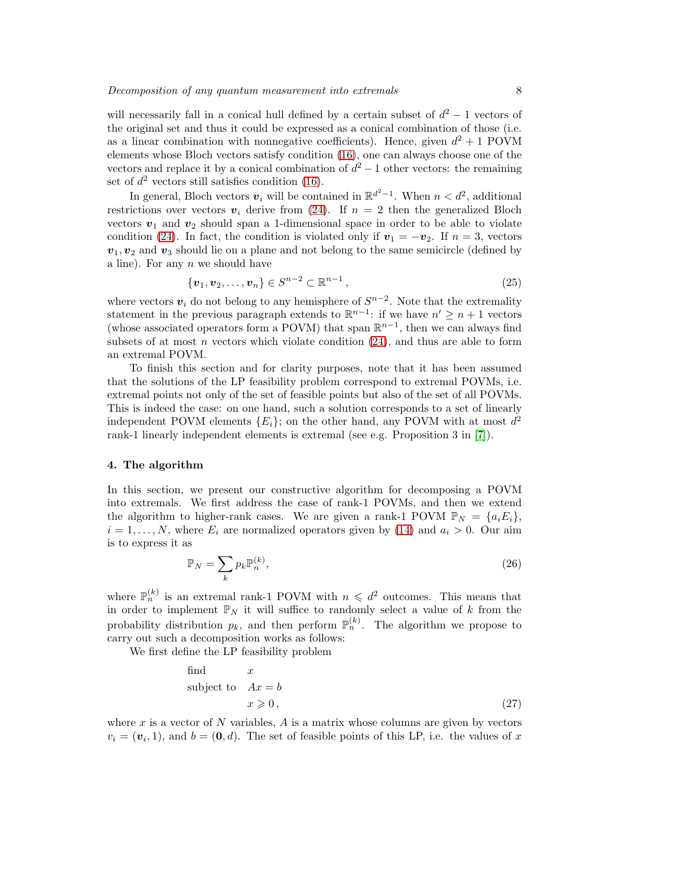will necessarily fall in a conical hull defined by a certain subset of $d^2 - 1$ vectors of the original set and thus it could be expressed as a conical combination of those (i.e. as a linear combination with nonnegative coefficients). Hence, given $d^2 + 1$ POVM elements whose Bloch vectors satisfy condition (16), one can always choose one of the vectors and replace it by a conical combination of $d^2 - 1$ other vectors: the remaining set of $d^2$ vectors still satisfies condition (16).

In general, Bloch vectors $\boldsymbol{v}_i$ will be contained in $\mathbb{R}^{d^2-1}$. When $n < d^2$, additional restrictions over vectors $\boldsymbol{v}_i$ derive from (24). If $n = 2$ then the generalized Bloch vectors $\boldsymbol{v}_1$ and $\boldsymbol{v}_2$ should span a 1-dimensional space in order to be able to violate condition (24). In fact, the condition is violated only if $\boldsymbol{v}_1 = -\boldsymbol{v}_2$. If $n = 3$, vectors $\boldsymbol{v}_1, \boldsymbol{v}_2$ and $\boldsymbol{v}_3$ should lie on a plane and not belong to the same semicircle (defined by a line). For any $n$ we should have

$$\{\boldsymbol{v}_1, \boldsymbol{v}_2, \ldots, \boldsymbol{v}_n\} \in S^{n-2} \subset \mathbb{R}^{n-1}, \tag{25}$$

where vectors $\boldsymbol{v}_i$ do not belong to any hemisphere of $S^{n-2}$. Note that the extremality statement in the previous paragraph extends to $\mathbb{R}^{n-1}$: if we have $n' \geq n+1$ vectors (whose associated operators form a POVM) that span $\mathbb{R}^{n-1}$, then we can always find subsets of at most $n$ vectors which violate condition (24), and thus are able to form an extremal POVM.

To finish this section and for clarity purposes, note that it has been assumed that the solutions of the LP feasibility problem correspond to extremal POVMs, i.e. extremal points not only of the set of feasible points but also of the set of all POVMs. This is indeed the case: on one hand, such a solution corresponds to a set of linearly independent POVM elements $\{E_i\}$; on the other hand, any POVM with at most $d^2$ rank-1 linearly independent elements is extremal (see e.g. Proposition 3 in [7]).

## 4. The algorithm

In this section, we present our constructive algorithm for decomposing a POVM into extremals. We first address the case of rank-1 POVMs, and then we extend the algorithm to higher-rank cases. We are given a rank-1 POVM $\mathbb{P}_N = \{a_i E_i\}$, $i = 1, \ldots, N$, where $E_i$ are normalized operators given by (14) and $a_i > 0$. Our aim is to express it as

$$\mathbb{P}_N = \sum_k p_k \mathbb{P}_n^{(k)}, \tag{26}$$

where $\mathbb{P}_n^{(k)}$ is an extremal rank-1 POVM with $n \leqslant d^2$ outcomes. This means that in order to implement $\mathbb{P}_N$ it will suffice to randomly select a value of $k$ from the probability distribution $p_k$, and then perform $\mathbb{P}_n^{(k)}$. The algorithm we propose to carry out such a decomposition works as follows:

We first define the LP feasibility problem

$$\begin{aligned} &\text{find} && x \\ &\text{subject to} && Ax = b \\ &&& x \geqslant 0\,, \end{aligned} \tag{27}$$

where $x$ is a vector of $N$ variables, $A$ is a matrix whose columns are given by vectors $v_i = (\boldsymbol{v}_i, 1)$, and $b = (\boldsymbol{0}, d)$. The set of feasible points of this LP, i.e. the values of $x$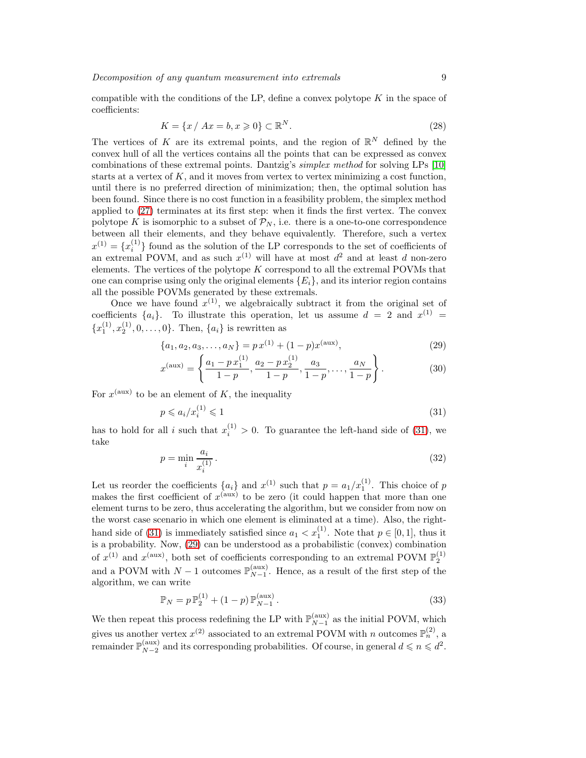compatible with the conditions of the LP, define a convex polytope $K$ in the space of coefficients:

$$K = \{x \,/\, Ax = b, x \geqslant 0\} \subset \mathbb{R}^N. \tag{28}$$

The vertices of $K$ are its extremal points, and the region of $\mathbb{R}^N$ defined by the convex hull of all the vertices contains all the points that can be expressed as convex combinations of these extremal points. Dantzig's *simplex method* for solving LPs [10] starts at a vertex of $K$, and it moves from vertex to vertex minimizing a cost function, until there is no preferred direction of minimization; then, the optimal solution has been found. Since there is no cost function in a feasibility problem, the simplex method applied to (27) terminates at its first step: when it finds the first vertex. The convex polytope $K$ is isomorphic to a subset of $\mathcal{P}_N$, i.e. there is a one-to-one correspondence between all their elements, and they behave equivalently. Therefore, such a vertex $x^{(1)} = \{x_i^{(1)}\}$ found as the solution of the LP corresponds to the set of coefficients of an extremal POVM, and as such $x^{(1)}$ will have at most $d^2$ and at least $d$ non-zero elements. The vertices of the polytope $K$ correspond to all the extremal POVMs that one can comprise using only the original elements $\{E_i\}$, and its interior region contains all the possible POVMs generated by these extremals.

Once we have found $x^{(1)}$, we algebraically subtract it from the original set of coefficients $\{a_i\}$. To illustrate this operation, let us assume $d = 2$ and $x^{(1)} = \{x_1^{(1)}, x_2^{(1)}, 0, \ldots, 0\}$. Then, $\{a_i\}$ is rewritten as

$$\{a_1, a_2, a_3, \ldots, a_N\} = p\, x^{(1)} + (1-p) x^{(\mathrm{aux})}, \tag{29}$$

$$x^{(\mathrm{aux})} = \left\{ \frac{a_1 - p\, x_1^{(1)}}{1-p}, \frac{a_2 - p\, x_2^{(1)}}{1-p}, \frac{a_3}{1-p}, \ldots, \frac{a_N}{1-p} \right\}. \tag{30}$$

For $x^{(\mathrm{aux})}$ to be an element of $K$, the inequality

$$p \leqslant a_i / x_i^{(1)} \leqslant 1 \tag{31}$$

has to hold for all $i$ such that $x_i^{(1)} > 0$. To guarantee the left-hand side of (31), we take

$$p = \min_i \frac{a_i}{x_i^{(1)}}\,. \tag{32}$$

Let us reorder the coefficients $\{a_i\}$ and $x^{(1)}$ such that $p = a_1/x_1^{(1)}$. This choice of $p$ makes the first coefficient of $x^{(\mathrm{aux})}$ to be zero (it could happen that more than one element turns to be zero, thus accelerating the algorithm, but we consider from now on the worst case scenario in which one element is eliminated at a time). Also, the right-hand side of (31) is immediately satisfied since $a_1 < x_1^{(1)}$. Note that $p \in [0, 1]$, thus it is a probability. Now, (29) can be understood as a probabilistic (convex) combination of $x^{(1)}$ and $x^{(\mathrm{aux})}$, both set of coefficients corresponding to an extremal POVM $\mathbb{P}_2^{(1)}$ and a POVM with $N-1$ outcomes $\mathbb{P}_{N-1}^{(\mathrm{aux})}$. Hence, as a result of the first step of the algorithm, we can write

$$\mathbb{P}_N = p\, \mathbb{P}_2^{(1)} + (1-p)\, \mathbb{P}_{N-1}^{(\mathrm{aux})}\,. \tag{33}$$

We then repeat this process redefining the LP with $\mathbb{P}_{N-1}^{(\mathrm{aux})}$ as the initial POVM, which gives us another vertex $x^{(2)}$ associated to an extremal POVM with $n$ outcomes $\mathbb{P}_n^{(2)}$, a remainder $\mathbb{P}_{N-2}^{(\mathrm{aux})}$ and its corresponding probabilities. Of course, in general $d \leqslant n \leqslant d^2$.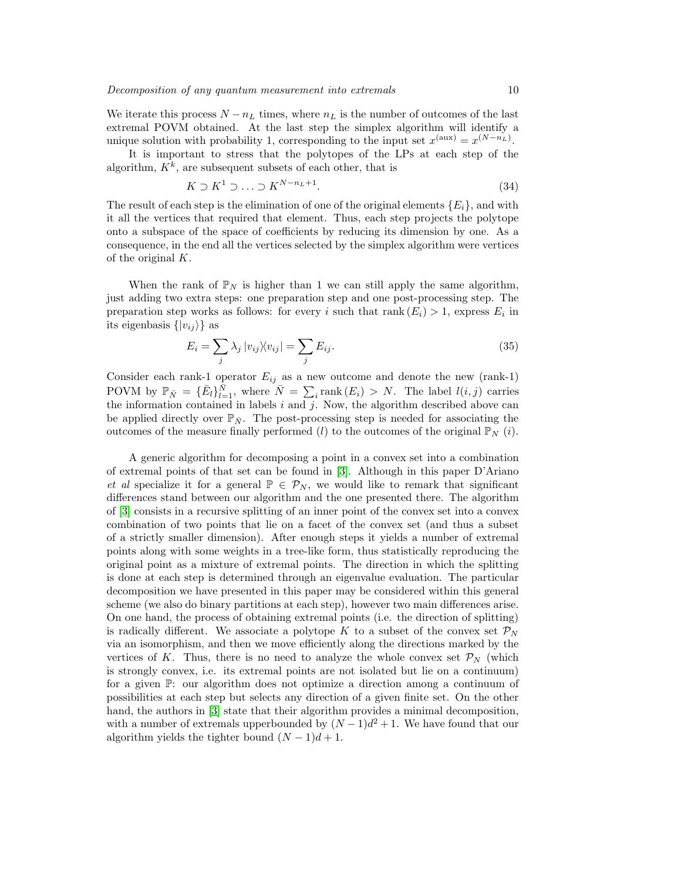We iterate this process $N - n_L$ times, where $n_L$ is the number of outcomes of the last extremal POVM obtained. At the last step the simplex algorithm will identify a unique solution with probability 1, corresponding to the input set $x^{(\text{aux})} = x^{(N-n_L)}$.

It is important to stress that the polytopes of the LPs at each step of the algorithm, $K^k$, are subsequent subsets of each other, that is

$$K \supset K^1 \supset \ldots \supset K^{N-n_L+1}. \tag{34}$$

The result of each step is the elimination of one of the original elements $\{E_i\}$, and with it all the vertices that required that element. Thus, each step projects the polytope onto a subspace of the space of coefficients by reducing its dimension by one. As a consequence, in the end all the vertices selected by the simplex algorithm were vertices of the original $K$.

When the rank of $\mathbb{P}_N$ is higher than 1 we can still apply the same algorithm, just adding two extra steps: one preparation step and one post-processing step. The preparation step works as follows: for every $i$ such that $\operatorname{rank}(E_i) > 1$, express $E_i$ in its eigenbasis $\{|v_{ij}\rangle\}$ as

$$E_i = \sum_j \lambda_j \, |v_{ij}\rangle\!\langle v_{ij}| = \sum_j E_{ij}. \tag{35}$$

Consider each rank-1 operator $E_{ij}$ as a new outcome and denote the new (rank-1) POVM by $\mathbb{P}_{\bar{N}} = \{\bar{E}_l\}_{l=1}^{\bar{N}}$, where $\bar{N} = \sum_i \operatorname{rank}(E_i) > N$. The label $l(i,j)$ carries the information contained in labels $i$ and $j$. Now, the algorithm described above can be applied directly over $\mathbb{P}_{\bar{N}}$. The post-processing step is needed for associating the outcomes of the measure finally performed ($l$) to the outcomes of the original $\mathbb{P}_N$ ($i$).

A generic algorithm for decomposing a point in a convex set into a combination of extremal points of that set can be found in [3]. Although in this paper D'Ariano *et al* specialize it for a general $\mathbb{P} \in \mathcal{P}_N$, we would like to remark that significant differences stand between our algorithm and the one presented there. The algorithm of [3] consists in a recursive splitting of an inner point of the convex set into a convex combination of two points that lie on a facet of the convex set (and thus a subset of a strictly smaller dimension). After enough steps it yields a number of extremal points along with some weights in a tree-like form, thus statistically reproducing the original point as a mixture of extremal points. The direction in which the splitting is done at each step is determined through an eigenvalue evaluation. The particular decomposition we have presented in this paper may be considered within this general scheme (we also do binary partitions at each step), however two main differences arise. On one hand, the process of obtaining extremal points (i.e. the direction of splitting) is radically different. We associate a polytope $K$ to a subset of the convex set $\mathcal{P}_N$ via an isomorphism, and then we move efficiently along the directions marked by the vertices of $K$. Thus, there is no need to analyze the whole convex set $\mathcal{P}_N$ (which is strongly convex, i.e. its extremal points are not isolated but lie on a continuum) for a given $\mathbb{P}$: our algorithm does not optimize a direction among a continuum of possibilities at each step but selects any direction of a given finite set. On the other hand, the authors in [3] state that their algorithm provides a minimal decomposition, with a number of extremals upperbounded by $(N-1)d^2 + 1$. We have found that our algorithm yields the tighter bound $(N-1)d + 1$.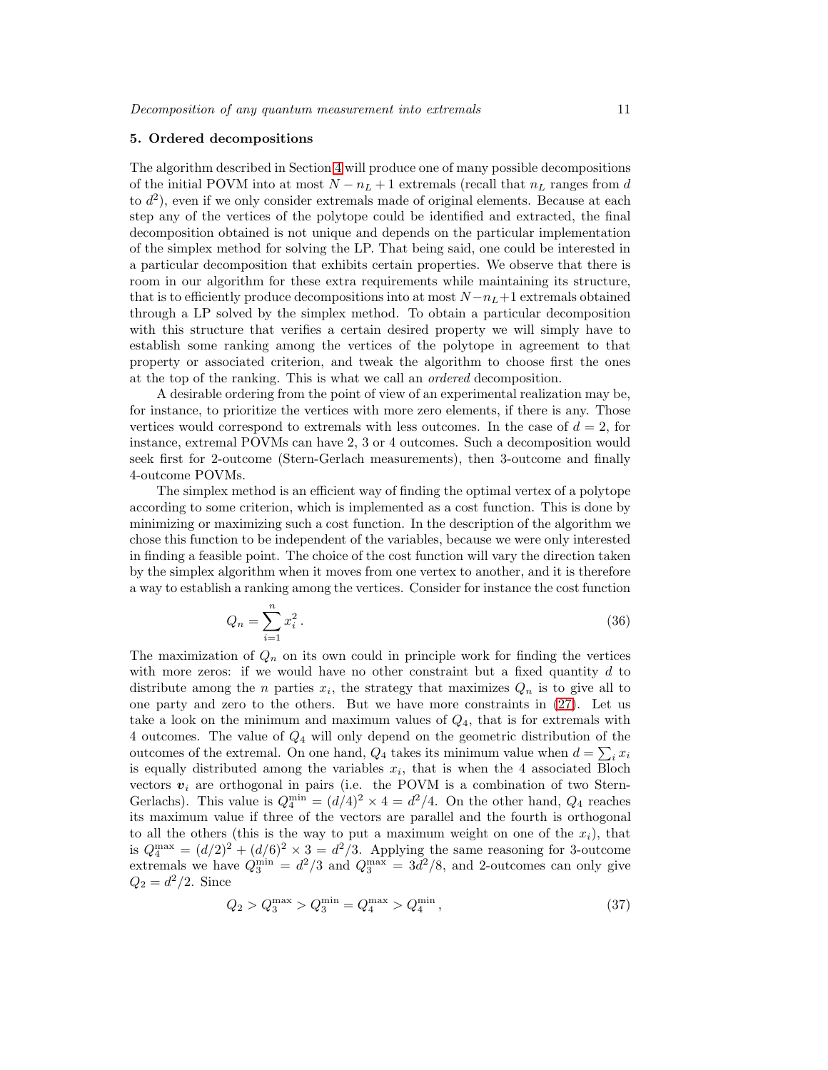## 5. Ordered decompositions

The algorithm described in Section 4 will produce one of many possible decompositions of the initial POVM into at most $N - n_L + 1$ extremals (recall that $n_L$ ranges from $d$ to $d^2$), even if we only consider extremals made of original elements. Because at each step any of the vertices of the polytope could be identified and extracted, the final decomposition obtained is not unique and depends on the particular implementation of the simplex method for solving the LP. That being said, one could be interested in a particular decomposition that exhibits certain properties. We observe that there is room in our algorithm for these extra requirements while maintaining its structure, that is to efficiently produce decompositions into at most $N-n_L+1$ extremals obtained through a LP solved by the simplex method. To obtain a particular decomposition with this structure that verifies a certain desired property we will simply have to establish some ranking among the vertices of the polytope in agreement to that property or associated criterion, and tweak the algorithm to choose first the ones at the top of the ranking. This is what we call an *ordered* decomposition.

A desirable ordering from the point of view of an experimental realization may be, for instance, to prioritize the vertices with more zero elements, if there is any. Those vertices would correspond to extremals with less outcomes. In the case of $d = 2$, for instance, extremal POVMs can have 2, 3 or 4 outcomes. Such a decomposition would seek first for 2-outcome (Stern-Gerlach measurements), then 3-outcome and finally 4-outcome POVMs.

The simplex method is an efficient way of finding the optimal vertex of a polytope according to some criterion, which is implemented as a cost function. This is done by minimizing or maximizing such a cost function. In the description of the algorithm we chose this function to be independent of the variables, because we were only interested in finding a feasible point. The choice of the cost function will vary the direction taken by the simplex algorithm when it moves from one vertex to another, and it is therefore a way to establish a ranking among the vertices. Consider for instance the cost function

$$Q_n = \sum_{i=1}^{n} x_i^2 \,. \tag{36}$$

The maximization of $Q_n$ on its own could in principle work for finding the vertices with more zeros: if we would have no other constraint but a fixed quantity $d$ to distribute among the $n$ parties $x_i$, the strategy that maximizes $Q_n$ is to give all to one party and zero to the others. But we have more constraints in (27). Let us take a look on the minimum and maximum values of $Q_4$, that is for extremals with 4 outcomes. The value of $Q_4$ will only depend on the geometric distribution of the outcomes of the extremal. On one hand, $Q_4$ takes its minimum value when $d = \sum_i x_i$ is equally distributed among the variables $x_i$, that is when the 4 associated Bloch vectors $\boldsymbol{v}_i$ are orthogonal in pairs (i.e. the POVM is a combination of two Stern-Gerlachs). This value is $Q_4^{\min} = (d/4)^2 \times 4 = d^2/4$. On the other hand, $Q_4$ reaches its maximum value if three of the vectors are parallel and the fourth is orthogonal to all the others (this is the way to put a maximum weight on one of the $x_i$), that is $Q_4^{\max} = (d/2)^2 + (d/6)^2 \times 3 = d^2/3$. Applying the same reasoning for 3-outcome extremals we have $Q_3^{\min} = d^2/3$ and $Q_3^{\max} = 3d^2/8$, and 2-outcomes can only give $Q_2 = d^2/2$. Since

$$Q_2 > Q_3^{\max} > Q_3^{\min} = Q_4^{\max} > Q_4^{\min} \,, \tag{37}$$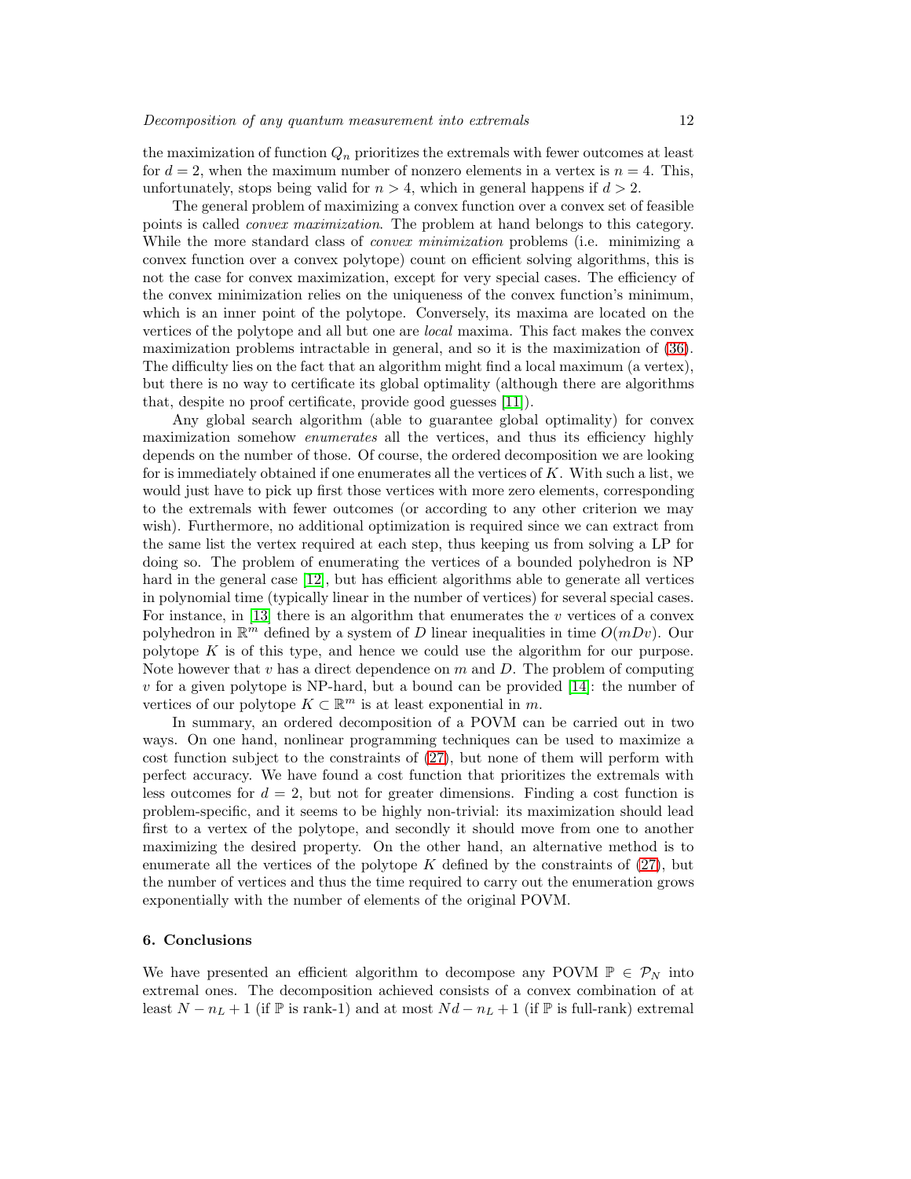the maximization of function $Q_n$ prioritizes the extremals with fewer outcomes at least for $d = 2$, when the maximum number of nonzero elements in a vertex is $n = 4$. This, unfortunately, stops being valid for $n > 4$, which in general happens if $d > 2$.

The general problem of maximizing a convex function over a convex set of feasible points is called *convex maximization*. The problem at hand belongs to this category. While the more standard class of *convex minimization* problems (i.e. minimizing a convex function over a convex polytope) count on efficient solving algorithms, this is not the case for convex maximization, except for very special cases. The efficiency of the convex minimization relies on the uniqueness of the convex function's minimum, which is an inner point of the polytope. Conversely, its maxima are located on the vertices of the polytope and all but one are *local* maxima. This fact makes the convex maximization problems intractable in general, and so it is the maximization of (36). The difficulty lies on the fact that an algorithm might find a local maximum (a vertex), but there is no way to certificate its global optimality (although there are algorithms that, despite no proof certificate, provide good guesses [11]).

Any global search algorithm (able to guarantee global optimality) for convex maximization somehow *enumerates* all the vertices, and thus its efficiency highly depends on the number of those. Of course, the ordered decomposition we are looking for is immediately obtained if one enumerates all the vertices of $K$. With such a list, we would just have to pick up first those vertices with more zero elements, corresponding to the extremals with fewer outcomes (or according to any other criterion we may wish). Furthermore, no additional optimization is required since we can extract from the same list the vertex required at each step, thus keeping us from solving a LP for doing so. The problem of enumerating the vertices of a bounded polyhedron is NP hard in the general case [12], but has efficient algorithms able to generate all vertices in polynomial time (typically linear in the number of vertices) for several special cases. For instance, in [13] there is an algorithm that enumerates the $v$ vertices of a convex polyhedron in $\mathbb{R}^m$ defined by a system of $D$ linear inequalities in time $O(mDv)$. Our polytope $K$ is of this type, and hence we could use the algorithm for our purpose. Note however that $v$ has a direct dependence on $m$ and $D$. The problem of computing $v$ for a given polytope is NP-hard, but a bound can be provided [14]: the number of vertices of our polytope $K \subset \mathbb{R}^m$ is at least exponential in $m$.

In summary, an ordered decomposition of a POVM can be carried out in two ways. On one hand, nonlinear programming techniques can be used to maximize a cost function subject to the constraints of (27), but none of them will perform with perfect accuracy. We have found a cost function that prioritizes the extremals with less outcomes for $d = 2$, but not for greater dimensions. Finding a cost function is problem-specific, and it seems to be highly non-trivial: its maximization should lead first to a vertex of the polytope, and secondly it should move from one to another maximizing the desired property. On the other hand, an alternative method is to enumerate all the vertices of the polytope $K$ defined by the constraints of (27), but the number of vertices and thus the time required to carry out the enumeration grows exponentially with the number of elements of the original POVM.

## 6. Conclusions

We have presented an efficient algorithm to decompose any POVM $\mathbb{P} \in \mathcal{P}_N$ into extremal ones. The decomposition achieved consists of a convex combination of at least $N - n_L + 1$ (if $\mathbb{P}$ is rank-1) and at most $Nd - n_L + 1$ (if $\mathbb{P}$ is full-rank) extremal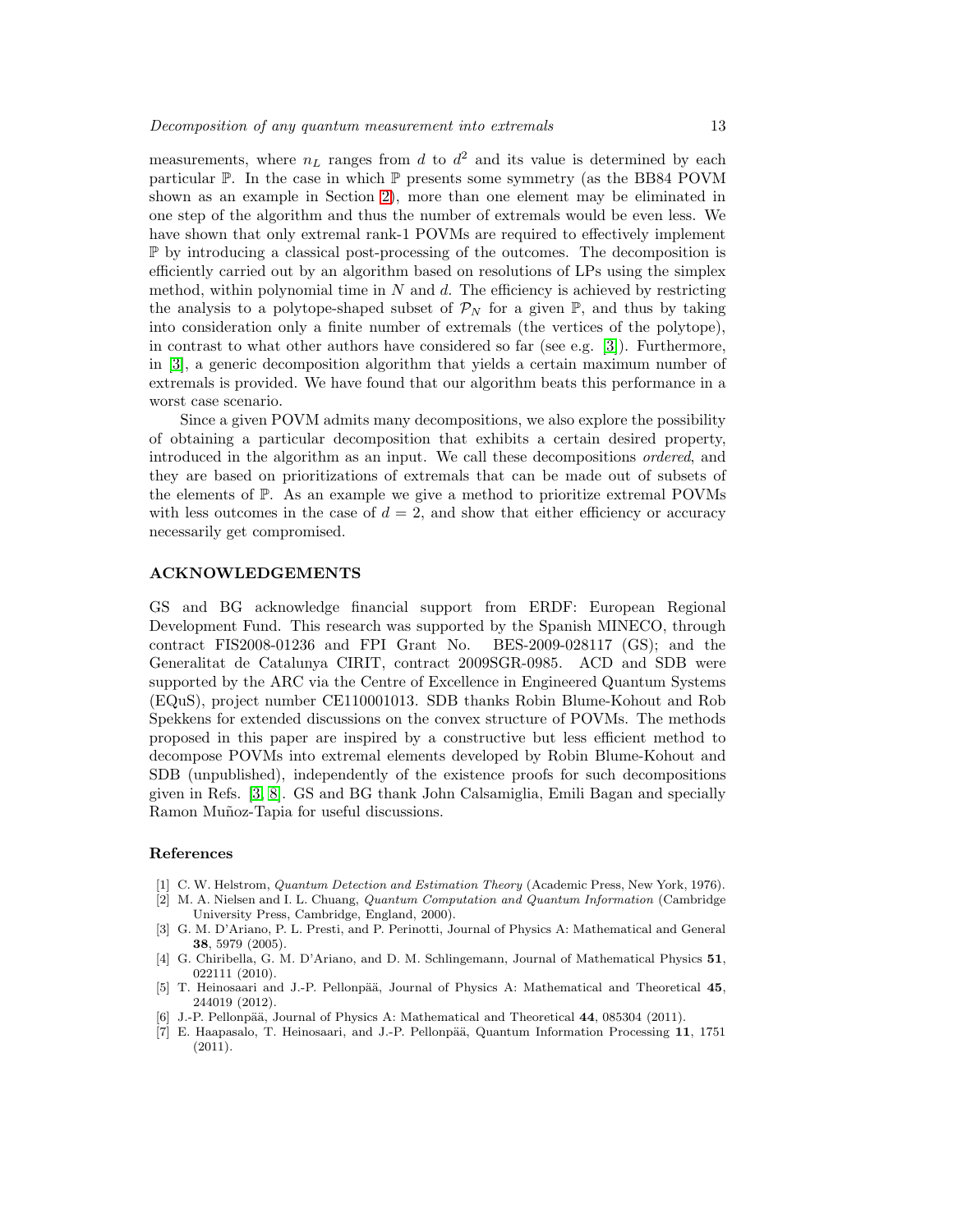measurements, where $n_L$ ranges from $d$ to $d^2$ and its value is determined by each particular $\mathbb{P}$. In the case in which $\mathbb{P}$ presents some symmetry (as the BB84 POVM shown as an example in Section 2), more than one element may be eliminated in one step of the algorithm and thus the number of extremals would be even less. We have shown that only extremal rank-1 POVMs are required to effectively implement $\mathbb{P}$ by introducing a classical post-processing of the outcomes. The decomposition is efficiently carried out by an algorithm based on resolutions of LPs using the simplex method, within polynomial time in $N$ and $d$. The efficiency is achieved by restricting the analysis to a polytope-shaped subset of $\mathcal{P}_N$ for a given $\mathbb{P}$, and thus by taking into consideration only a finite number of extremals (the vertices of the polytope), in contrast to what other authors have considered so far (see e.g. [3]). Furthermore, in [3], a generic decomposition algorithm that yields a certain maximum number of extremals is provided. We have found that our algorithm beats this performance in a worst case scenario.

Since a given POVM admits many decompositions, we also explore the possibility of obtaining a particular decomposition that exhibits a certain desired property, introduced in the algorithm as an input. We call these decompositions *ordered*, and they are based on prioritizations of extremals that can be made out of subsets of the elements of $\mathbb{P}$. As an example we give a method to prioritize extremal POVMs with less outcomes in the case of $d = 2$, and show that either efficiency or accuracy necessarily get compromised.

## ACKNOWLEDGEMENTS

GS and BG acknowledge financial support from ERDF: European Regional Development Fund. This research was supported by the Spanish MINECO, through contract FIS2008-01236 and FPI Grant No. BES-2009-028117 (GS); and the Generalitat de Catalunya CIRIT, contract 2009SGR-0985. ACD and SDB were supported by the ARC via the Centre of Excellence in Engineered Quantum Systems (EQuS), project number CE110001013. SDB thanks Robin Blume-Kohout and Rob Spekkens for extended discussions on the convex structure of POVMs. The methods proposed in this paper are inspired by a constructive but less efficient method to decompose POVMs into extremal elements developed by Robin Blume-Kohout and SDB (unpublished), independently of the existence proofs for such decompositions given in Refs. [3, 8]. GS and BG thank John Calsamiglia, Emili Bagan and specially Ramon Muñoz-Tapia for useful discussions.

## References

[1] C. W. Helstrom, *Quantum Detection and Estimation Theory* (Academic Press, New York, 1976).

[2] M. A. Nielsen and I. L. Chuang, *Quantum Computation and Quantum Information* (Cambridge University Press, Cambridge, England, 2000).

[3] G. M. D'Ariano, P. L. Presti, and P. Perinotti, Journal of Physics A: Mathematical and General **38**, 5979 (2005).

[4] G. Chiribella, G. M. D'Ariano, and D. M. Schlingemann, Journal of Mathematical Physics **51**, 022111 (2010).

[5] T. Heinosaari and J.-P. Pellonpää, Journal of Physics A: Mathematical and Theoretical **45**, 244019 (2012).

[6] J.-P. Pellonpää, Journal of Physics A: Mathematical and Theoretical **44**, 085304 (2011).

[7] E. Haapasalo, T. Heinosaari, and J.-P. Pellonpää, Quantum Information Processing **11**, 1751 (2011).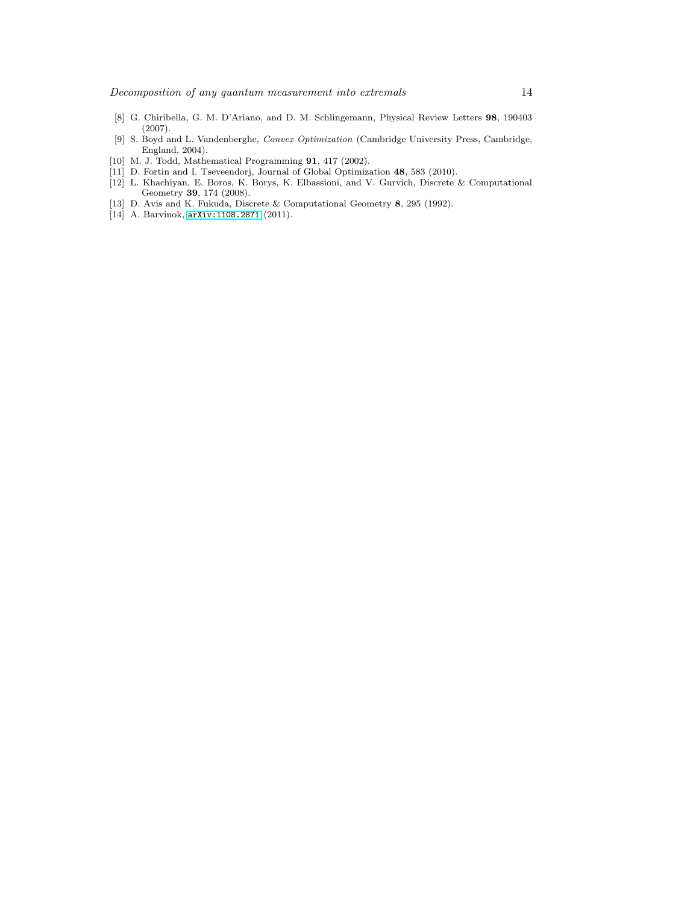[8] G. Chiribella, G. M. D'Ariano, and D. M. Schlingemann, Physical Review Letters **98**, 190403 (2007).

[9] S. Boyd and L. Vandenberghe, *Convex Optimization* (Cambridge University Press, Cambridge, England, 2004).

[10] M. J. Todd, Mathematical Programming **91**, 417 (2002).

[11] D. Fortin and I. Tseveendorj, Journal of Global Optimization **48**, 583 (2010).

[12] L. Khachiyan, E. Boros, K. Borys, K. Elbassioni, and V. Gurvich, Discrete & Computational Geometry **39**, 174 (2008).

[13] D. Avis and K. Fukuda, Discrete & Computational Geometry **8**, 295 (1992).

[14] A. Barvinok, arXiv:1108.2871 (2011).